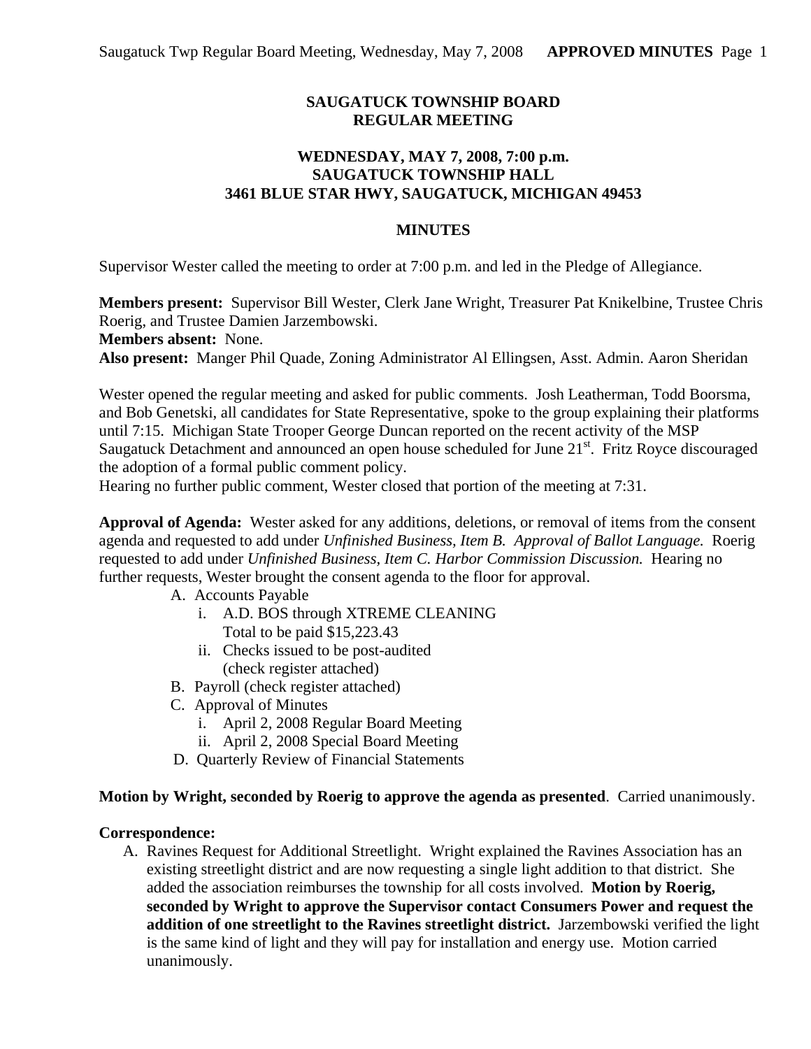# SAUGATUCK TOWNSHIP BOARD
# REGULAR MEETING

## WEDNESDAY, MAY 7, 2008, 7:00 p.m.
## SAUGATUCK TOWNSHIP HALL
## 3461 BLUE STAR HWY, SAUGATUCK, MICHIGAN 49453

## MINUTES

Supervisor Wester called the meeting to order at 7:00 p.m. and led in the Pledge of Allegiance.

**Members present:** Supervisor Bill Wester, Clerk Jane Wright, Treasurer Pat Knikelbine, Trustee Chris Roerig, and Trustee Damien Jarzembowski.
**Members absent:** None.
**Also present:** Manger Phil Quade, Zoning Administrator Al Ellingsen, Asst. Admin. Aaron Sheridan

Wester opened the regular meeting and asked for public comments. Josh Leatherman, Todd Boorsma, and Bob Genetski, all candidates for State Representative, spoke to the group explaining their platforms until 7:15. Michigan State Trooper George Duncan reported on the recent activity of the MSP Saugatuck Detachment and announced an open house scheduled for June 21st. Fritz Royce discouraged the adoption of a formal public comment policy.
Hearing no further public comment, Wester closed that portion of the meeting at 7:31.

**Approval of Agenda:** Wester asked for any additions, deletions, or removal of items from the consent agenda and requested to add under *Unfinished Business, Item B. Approval of Ballot Language.* Roerig requested to add under *Unfinished Business, Item C. Harbor Commission Discussion.* Hearing no further requests, Wester brought the consent agenda to the floor for approval.

A. Accounts Payable
   i. A.D. BOS through XTREME CLEANING
      Total to be paid $15,223.43
   ii. Checks issued to be post-audited
      (check register attached)
B. Payroll (check register attached)
C. Approval of Minutes
   i. April 2, 2008 Regular Board Meeting
   ii. April 2, 2008 Special Board Meeting
D. Quarterly Review of Financial Statements

**Motion by Wright, seconded by Roerig to approve the agenda as presented**. Carried unanimously.

**Correspondence:**

A. Ravines Request for Additional Streetlight. Wright explained the Ravines Association has an existing streetlight district and are now requesting a single light addition to that district. She added the association reimburses the township for all costs involved. **Motion by Roerig, seconded by Wright to approve the Supervisor contact Consumers Power and request the addition of one streetlight to the Ravines streetlight district.** Jarzembowski verified the light is the same kind of light and they will pay for installation and energy use. Motion carried unanimously.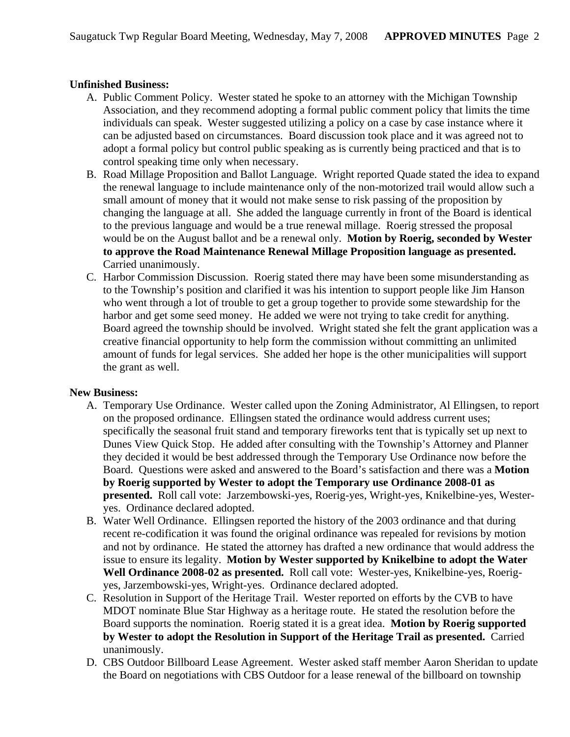**Unfinished Business:**

A. Public Comment Policy. Wester stated he spoke to an attorney with the Michigan Township Association, and they recommend adopting a formal public comment policy that limits the time individuals can speak. Wester suggested utilizing a policy on a case by case instance where it can be adjusted based on circumstances. Board discussion took place and it was agreed not to adopt a formal policy but control public speaking as is currently being practiced and that is to control speaking time only when necessary.

B. Road Millage Proposition and Ballot Language. Wright reported Quade stated the idea to expand the renewal language to include maintenance only of the non-motorized trail would allow such a small amount of money that it would not make sense to risk passing of the proposition by changing the language at all. She added the language currently in front of the Board is identical to the previous language and would be a true renewal millage. Roerig stressed the proposal would be on the August ballot and be a renewal only. **Motion by Roerig, seconded by Wester to approve the Road Maintenance Renewal Millage Proposition language as presented.** Carried unanimously.

C. Harbor Commission Discussion. Roerig stated there may have been some misunderstanding as to the Township's position and clarified it was his intention to support people like Jim Hanson who went through a lot of trouble to get a group together to provide some stewardship for the harbor and get some seed money. He added we were not trying to take credit for anything. Board agreed the township should be involved. Wright stated she felt the grant application was a creative financial opportunity to help form the commission without committing an unlimited amount of funds for legal services. She added her hope is the other municipalities will support the grant as well.

**New Business:**

A. Temporary Use Ordinance. Wester called upon the Zoning Administrator, Al Ellingsen, to report on the proposed ordinance. Ellingsen stated the ordinance would address current uses; specifically the seasonal fruit stand and temporary fireworks tent that is typically set up next to Dunes View Quick Stop. He added after consulting with the Township's Attorney and Planner they decided it would be best addressed through the Temporary Use Ordinance now before the Board. Questions were asked and answered to the Board's satisfaction and there was a **Motion by Roerig supported by Wester to adopt the Temporary use Ordinance 2008-01 as presented.** Roll call vote: Jarzembowski-yes, Roerig-yes, Wright-yes, Knikelbine-yes, Wester-yes. Ordinance declared adopted.

B. Water Well Ordinance. Ellingsen reported the history of the 2003 ordinance and that during recent re-codification it was found the original ordinance was repealed for revisions by motion and not by ordinance. He stated the attorney has drafted a new ordinance that would address the issue to ensure its legality. **Motion by Wester supported by Knikelbine to adopt the Water Well Ordinance 2008-02 as presented.** Roll call vote: Wester-yes, Knikelbine-yes, Roerig-yes, Jarzembowski-yes, Wright-yes. Ordinance declared adopted.

C. Resolution in Support of the Heritage Trail. Wester reported on efforts by the CVB to have MDOT nominate Blue Star Highway as a heritage route. He stated the resolution before the Board supports the nomination. Roerig stated it is a great idea. **Motion by Roerig supported by Wester to adopt the Resolution in Support of the Heritage Trail as presented.** Carried unanimously.

D. CBS Outdoor Billboard Lease Agreement. Wester asked staff member Aaron Sheridan to update the Board on negotiations with CBS Outdoor for a lease renewal of the billboard on township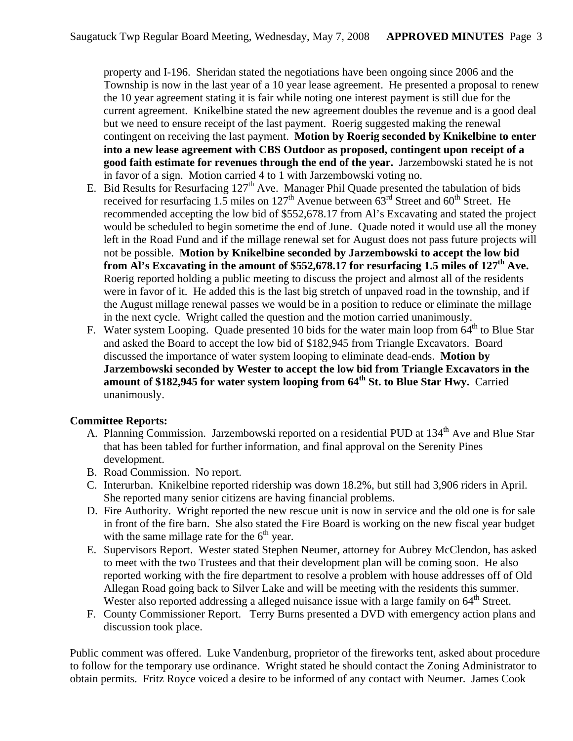property and I-196. Sheridan stated the negotiations have been ongoing since 2006 and the Township is now in the last year of a 10 year lease agreement. He presented a proposal to renew the 10 year agreement stating it is fair while noting one interest payment is still due for the current agreement. Knikelbine stated the new agreement doubles the revenue and is a good deal but we need to ensure receipt of the last payment. Roerig suggested making the renewal contingent on receiving the last payment. **Motion by Roerig seconded by Knikelbine to enter into a new lease agreement with CBS Outdoor as proposed, contingent upon receipt of a good faith estimate for revenues through the end of the year.** Jarzembowski stated he is not in favor of a sign. Motion carried 4 to 1 with Jarzembowski voting no.

E. Bid Results for Resurfacing 127th Ave. Manager Phil Quade presented the tabulation of bids received for resurfacing 1.5 miles on 127th Avenue between 63rd Street and 60th Street. He recommended accepting the low bid of $552,678.17 from Al's Excavating and stated the project would be scheduled to begin sometime the end of June. Quade noted it would use all the money left in the Road Fund and if the millage renewal set for August does not pass future projects will not be possible. **Motion by Knikelbine seconded by Jarzembowski to accept the low bid from Al's Excavating in the amount of $552,678.17 for resurfacing 1.5 miles of 127th Ave.** Roerig reported holding a public meeting to discuss the project and almost all of the residents were in favor of it. He added this is the last big stretch of unpaved road in the township, and if the August millage renewal passes we would be in a position to reduce or eliminate the millage in the next cycle. Wright called the question and the motion carried unanimously.

F. Water system Looping. Quade presented 10 bids for the water main loop from 64th to Blue Star and asked the Board to accept the low bid of $182,945 from Triangle Excavators. Board discussed the importance of water system looping to eliminate dead-ends. **Motion by Jarzembowski seconded by Wester to accept the low bid from Triangle Excavators in the amount of $182,945 for water system looping from 64th St. to Blue Star Hwy.** Carried unanimously.

**Committee Reports:**

A. Planning Commission. Jarzembowski reported on a residential PUD at 134th Ave and Blue Star that has been tabled for further information, and final approval on the Serenity Pines development.
B. Road Commission. No report.
C. Interurban. Knikelbine reported ridership was down 18.2%, but still had 3,906 riders in April. She reported many senior citizens are having financial problems.
D. Fire Authority. Wright reported the new rescue unit is now in service and the old one is for sale in front of the fire barn. She also stated the Fire Board is working on the new fiscal year budget with the same millage rate for the 6th year.
E. Supervisors Report. Wester stated Stephen Neumer, attorney for Aubrey McClendon, has asked to meet with the two Trustees and that their development plan will be coming soon. He also reported working with the fire department to resolve a problem with house addresses off of Old Allegan Road going back to Silver Lake and will be meeting with the residents this summer. Wester also reported addressing a alleged nuisance issue with a large family on 64th Street.
F. County Commissioner Report. Terry Burns presented a DVD with emergency action plans and discussion took place.

Public comment was offered. Luke Vandenburg, proprietor of the fireworks tent, asked about procedure to follow for the temporary use ordinance. Wright stated he should contact the Zoning Administrator to obtain permits. Fritz Royce voiced a desire to be informed of any contact with Neumer. James Cook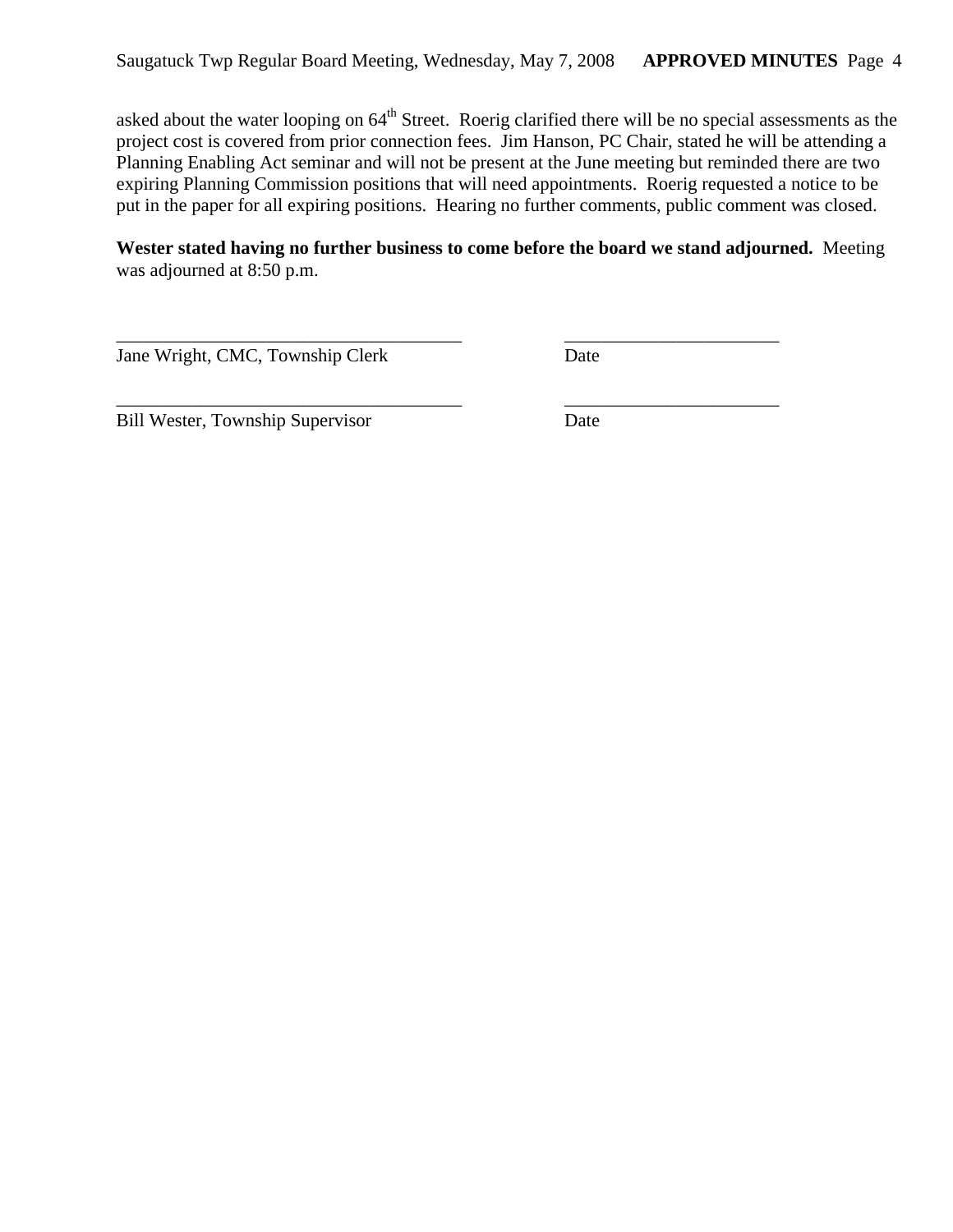asked about the water looping on 64th Street. Roerig clarified there will be no special assessments as the project cost is covered from prior connection fees. Jim Hanson, PC Chair, stated he will be attending a Planning Enabling Act seminar and will not be present at the June meeting but reminded there are two expiring Planning Commission positions that will need appointments. Roerig requested a notice to be put in the paper for all expiring positions. Hearing no further comments, public comment was closed.

**Wester stated having no further business to come before the board we stand adjourned.** Meeting was adjourned at 8:50 p.m.

_____________________________________ _______________________

Jane Wright, CMC, Township Clerk Date

_____________________________________ _______________________

Bill Wester, Township Supervisor Date